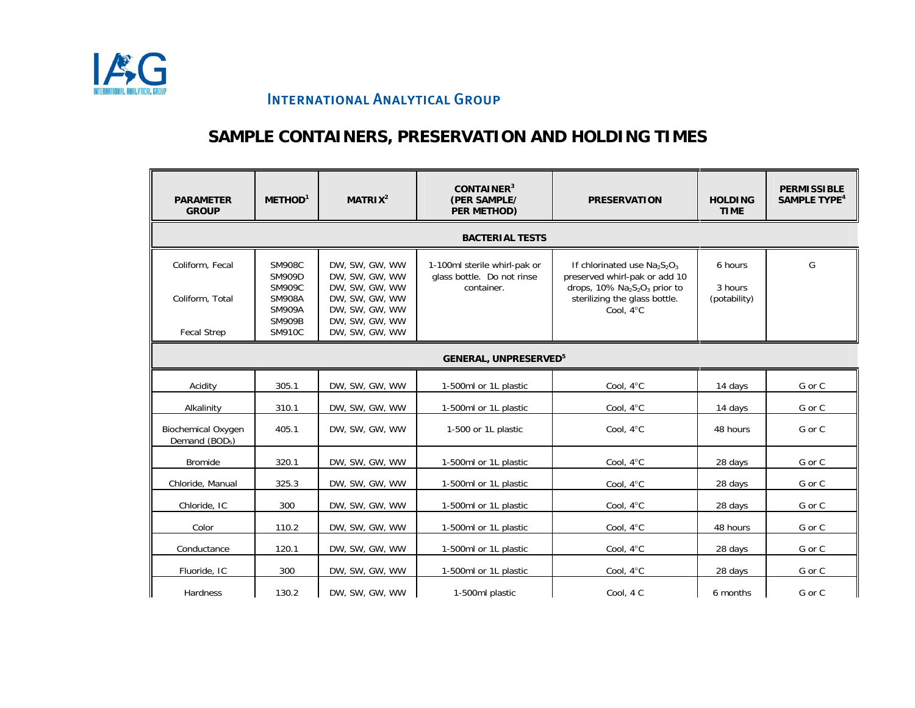INTERNATIONAL ANALYTICAL GROUP

# SAMPLE CONTAINERS, PRESERVATION AND HOLDING TIMES

| PARAMETER GROUP | METHOD[1] | MATRIX[2] | CONTAINER[3] (PER SAMPLE/ PER METHOD) | PRESERVATION | HOLDING TIME | PERMISSIBLE SAMPLE TYPE[4] |
|---|---|---|---|---|---|---|
| **BACTERIAL TESTS** | | | | | | |
| Coliform, Fecal<br><br>Coliform, Total<br><br>Fecal Strep | SM908C<br>SM909D<br>SM909C<br>SM908A<br>SM909A<br>SM909B<br>SM910C | DW, SW, GW, WW<br>DW, SW, GW, WW<br>DW, SW, GW, WW<br>DW, SW, GW, WW<br>DW, SW, GW, WW<br>DW, SW, GW, WW<br>DW, SW, GW, WW | 1-100ml sterile whirl-pak or glass bottle. Do not rinse container. | If chlorinated use $Na_2S_2O_3$ preserved whirl-pak or add 10 drops, 10% $Na_2S_2O_3$ prior to sterilizing the glass bottle. Cool, 4°C | 6 hours<br><br>3 hours (potability) | G |
| **GENERAL, UNPRESERVED[5]** | | | | | | |
| Acidity | 305.1 | DW, SW, GW, WW | 1-500ml or 1L plastic | Cool, 4°C | 14 days | G or C |
| Alkalinity | 310.1 | DW, SW, GW, WW | 1-500ml or 1L plastic | Cool, 4°C | 14 days | G or C |
| Biochemical Oxygen Demand ($BOD_5$) | 405.1 | DW, SW, GW, WW | 1-500 or 1L plastic | Cool, 4°C | 48 hours | G or C |
| Bromide | 320.1 | DW, SW, GW, WW | 1-500ml or 1L plastic | Cool, 4°C | 28 days | G or C |
| Chloride, Manual | 325.3 | DW, SW, GW, WW | 1-500ml or 1L plastic | Cool, 4°C | 28 days | G or C |
| Chloride, IC | 300 | DW, SW, GW, WW | 1-500ml or 1L plastic | Cool, 4°C | 28 days | G or C |
| Color | 110.2 | DW, SW, GW, WW | 1-500ml or 1L plastic | Cool, 4°C | 48 hours | G or C |
| Conductance | 120.1 | DW, SW, GW, WW | 1-500ml or 1L plastic | Cool, 4°C | 28 days | G or C |
| Fluoride, IC | 300 | DW, SW, GW, WW | 1-500ml or 1L plastic | Cool, 4°C | 28 days | G or C |
| Hardness | 130.2 | DW, SW, GW, WW | 1-500ml plastic | Cool, 4 C | 6 months | G or C |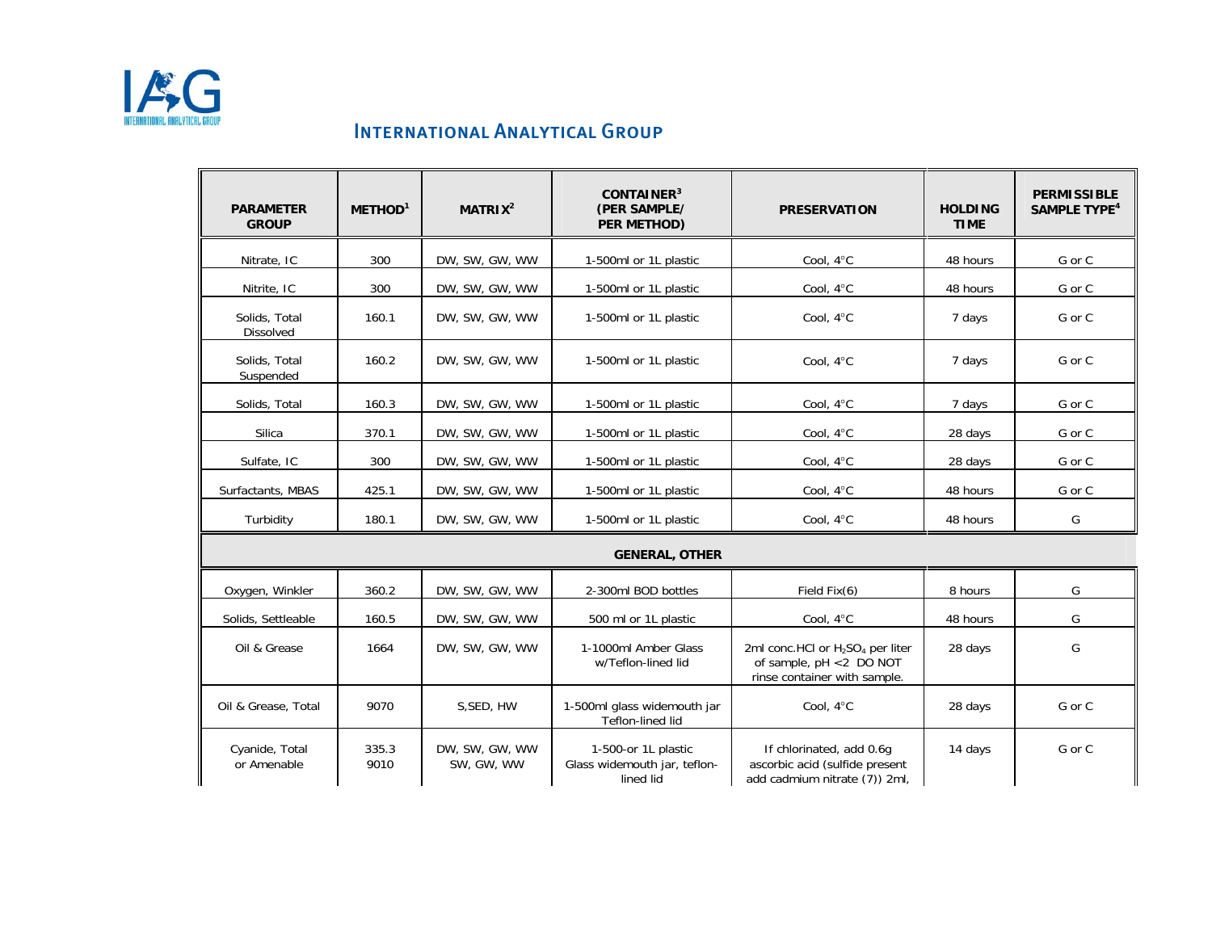# International Analytical Group

| PARAMETER GROUP | METHOD[1] | MATRIX[2] | CONTAINER[3] (PER SAMPLE/ PER METHOD) | PRESERVATION | HOLDING TIME | PERMISSIBLE SAMPLE TYPE[4] |
|---|---|---|---|---|---|---|
| Nitrate, IC | 300 | DW, SW, GW, WW | 1-500ml or 1L plastic | Cool, 4°C | 48 hours | G or C |
| Nitrite, IC | 300 | DW, SW, GW, WW | 1-500ml or 1L plastic | Cool, 4°C | 48 hours | G or C |
| Solids, Total Dissolved | 160.1 | DW, SW, GW, WW | 1-500ml or 1L plastic | Cool, 4°C | 7 days | G or C |
| Solids, Total Suspended | 160.2 | DW, SW, GW, WW | 1-500ml or 1L plastic | Cool, 4°C | 7 days | G or C |
| Solids, Total | 160.3 | DW, SW, GW, WW | 1-500ml or 1L plastic | Cool, 4°C | 7 days | G or C |
| Silica | 370.1 | DW, SW, GW, WW | 1-500ml or 1L plastic | Cool, 4°C | 28 days | G or C |
| Sulfate, IC | 300 | DW, SW, GW, WW | 1-500ml or 1L plastic | Cool, 4°C | 28 days | G or C |
| Surfactants, MBAS | 425.1 | DW, SW, GW, WW | 1-500ml or 1L plastic | Cool, 4°C | 48 hours | G or C |
| Turbidity | 180.1 | DW, SW, GW, WW | 1-500ml or 1L plastic | Cool, 4°C | 48 hours | G |
| **GENERAL, OTHER** | | | | | | |
| Oxygen, Winkler | 360.2 | DW, SW, GW, WW | 2-300ml BOD bottles | Field Fix(6) | 8 hours | G |
| Solids, Settleable | 160.5 | DW, SW, GW, WW | 500 ml or 1L plastic | Cool, 4°C | 48 hours | G |
| Oil & Grease | 1664 | DW, SW, GW, WW | 1-1000ml Amber Glass w/Teflon-lined lid | 2ml conc.HCl or $H_2SO_4$ per liter of sample, pH <2 DO NOT rinse container with sample. | 28 days | G |
| Oil & Grease, Total | 9070 | S,SED, HW | 1-500ml glass widemouth jar Teflon-lined lid | Cool, 4°C | 28 days | G or C |
| Cyanide, Total or Amenable | 335.3<br>9010 | DW, SW, GW, WW<br>SW, GW, WW | 1-500-or 1L plastic<br>Glass widemouth jar, teflon-lined lid | If chlorinated, add 0.6g ascorbic acid (sulfide present add cadmium nitrate (7)) 2ml, | 14 days | G or C |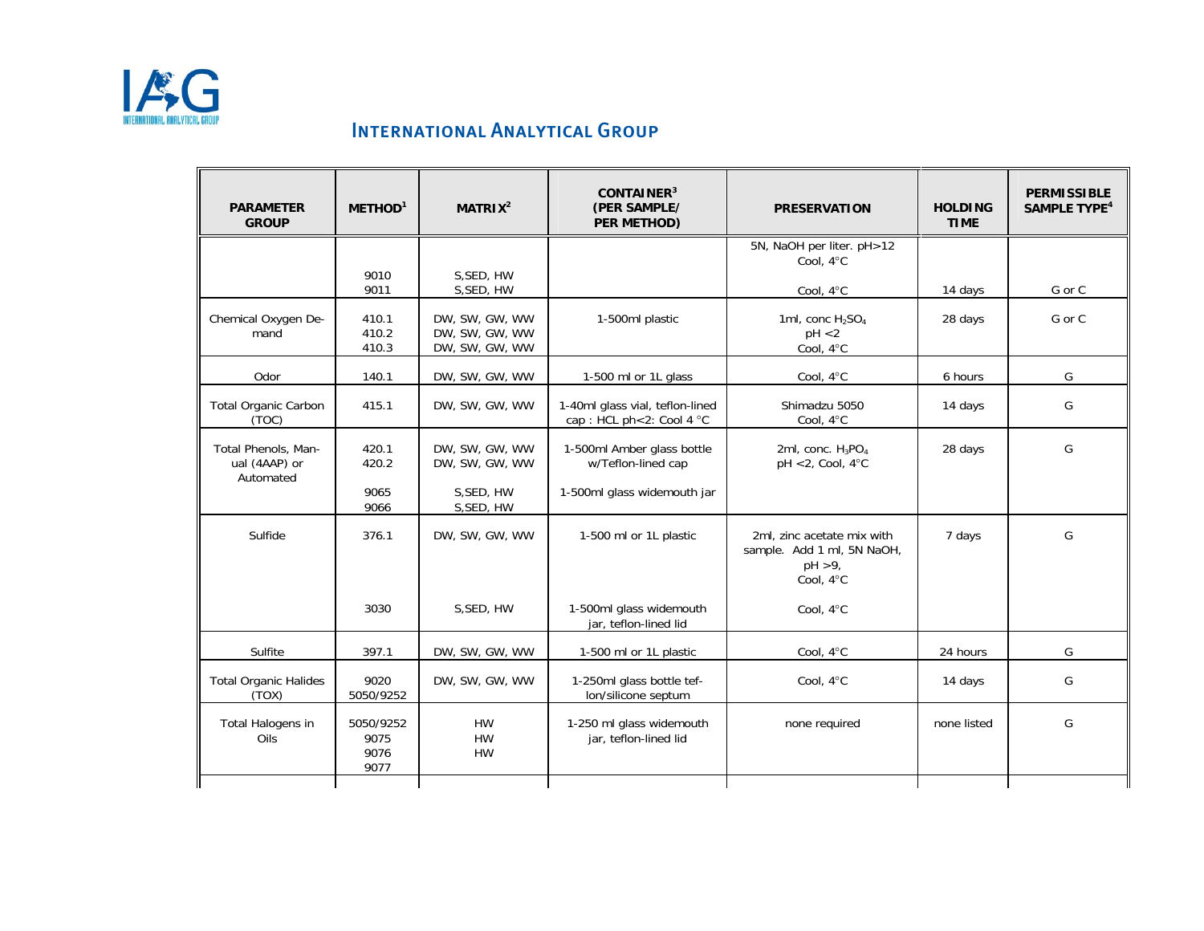# International Analytical Group

| PARAMETER GROUP | METHOD[1] | MATRIX[2] | CONTAINER[3] (PER SAMPLE/ PER METHOD) | PRESERVATION | HOLDING TIME | PERMISSIBLE SAMPLE TYPE[4] |
|---|---|---|---|---|---|---|
| | 9010<br>9011 | S,SED, HW<br>S,SED, HW | | 5N, NaOH per liter. pH>12<br>Cool, 4°C<br>Cool, 4°C | 14 days | G or C |
| Chemical Oxygen Demand | 410.1<br>410.2<br>410.3 | DW, SW, GW, WW<br>DW, SW, GW, WW<br>DW, SW, GW, WW | 1-500ml plastic | 1ml, conc $H_2SO_4$<br>pH <2<br>Cool, 4°C | 28 days | G or C |
| Odor | 140.1 | DW, SW, GW, WW | 1-500 ml or 1L glass | Cool, 4°C | 6 hours | G |
| Total Organic Carbon (TOC) | 415.1 | DW, SW, GW, WW | 1-40ml glass vial, teflon-lined cap : HCL ph<2: Cool 4 °C | Shimadzu 5050<br>Cool, 4°C | 14 days | G |
| Total Phenols, Manual (4AAP) or Automated | 420.1<br>420.2<br>9065<br>9066 | DW, SW, GW, WW<br>DW, SW, GW, WW<br>S,SED, HW<br>S,SED, HW | 1-500ml Amber glass bottle w/Teflon-lined cap<br>1-500ml glass widemouth jar | 2ml, conc. $H_3PO_4$<br>pH <2, Cool, 4°C | 28 days | G |
| Sulfide | 376.1<br>3030 | DW, SW, GW, WW<br>S,SED, HW | 1-500 ml or 1L plastic<br>1-500ml glass widemouth jar, teflon-lined lid | 2ml, zinc acetate mix with sample. Add 1 ml, 5N NaOH, pH >9, Cool, 4°C<br>Cool, 4°C | 7 days | G |
| Sulfite | 397.1 | DW, SW, GW, WW | 1-500 ml or 1L plastic | Cool, 4°C | 24 hours | G |
| Total Organic Halides (TOX) | 9020<br>5050/9252 | DW, SW, GW, WW | 1-250ml glass bottle teflon/silicone septum | Cool, 4°C | 14 days | G |
| Total Halogens in Oils | 5050/9252<br>9075<br>9076<br>9077 | HW<br>HW<br>HW | 1-250 ml glass widemouth jar, teflon-lined lid | none required | none listed | G |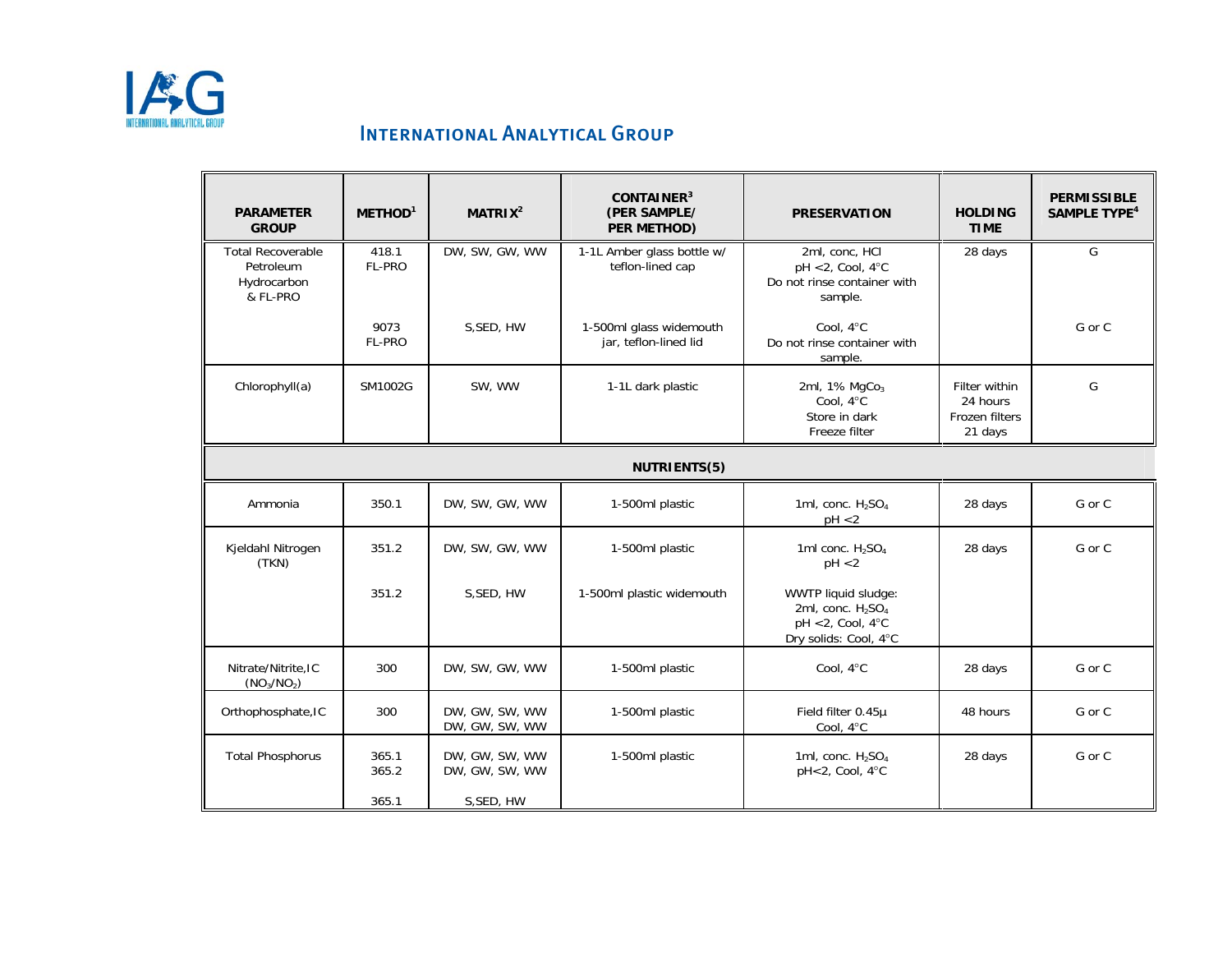# International Analytical Group

| PARAMETER GROUP | METHOD[1] | MATRIX[2] | CONTAINER[3] (PER SAMPLE/ PER METHOD) | PRESERVATION | HOLDING TIME | PERMISSIBLE SAMPLE TYPE[4] |
|---|---|---|---|---|---|---|
| Total Recoverable Petroleum Hydrocarbon & FL-PRO | 418.1 FL-PRO | DW, SW, GW, WW | 1-1L Amber glass bottle w/ teflon-lined cap | 2ml, conc, HCl pH <2, Cool, 4°C Do not rinse container with sample. | 28 days | G |
| | 9073 FL-PRO | S,SED, HW | 1-500ml glass widemouth jar, teflon-lined lid | Cool, 4°C Do not rinse container with sample. | | G or C |
| Chlorophyll(a) | SM1002G | SW, WW | 1-1L dark plastic | 2ml, 1% $MgCo_3$ Cool, 4°C Store in dark Freeze filter | Filter within 24 hours Frozen filters 21 days | G |
| **NUTRIENTS(5)** | | | | | | |
| Ammonia | 350.1 | DW, SW, GW, WW | 1-500ml plastic | 1ml, conc. $H_2SO_4$ pH <2 | 28 days | G or C |
| Kjeldahl Nitrogen (TKN) | 351.2 | DW, SW, GW, WW | 1-500ml plastic | 1ml conc. $H_2SO_4$ pH <2 | 28 days | G or C |
| | 351.2 | S,SED, HW | 1-500ml plastic widemouth | WWTP liquid sludge: 2ml, conc. $H_2SO_4$ pH <2, Cool, 4°C Dry solids: Cool, 4°C | | |
| Nitrate/Nitrite,IC ($NO_3/NO_2$) | 300 | DW, SW, GW, WW | 1-500ml plastic | Cool, 4°C | 28 days | G or C |
| Orthophosphate,IC | 300 | DW, GW, SW, WW DW, GW, SW, WW | 1-500ml plastic | Field filter 0.45µ Cool, 4°C | 48 hours | G or C |
| Total Phosphorus | 365.1 365.2 | DW, GW, SW, WW DW, GW, SW, WW | 1-500ml plastic | 1ml, conc. $H_2SO_4$ pH<2, Cool, 4°C | 28 days | G or C |
| | 365.1 | S,SED, HW | | | | |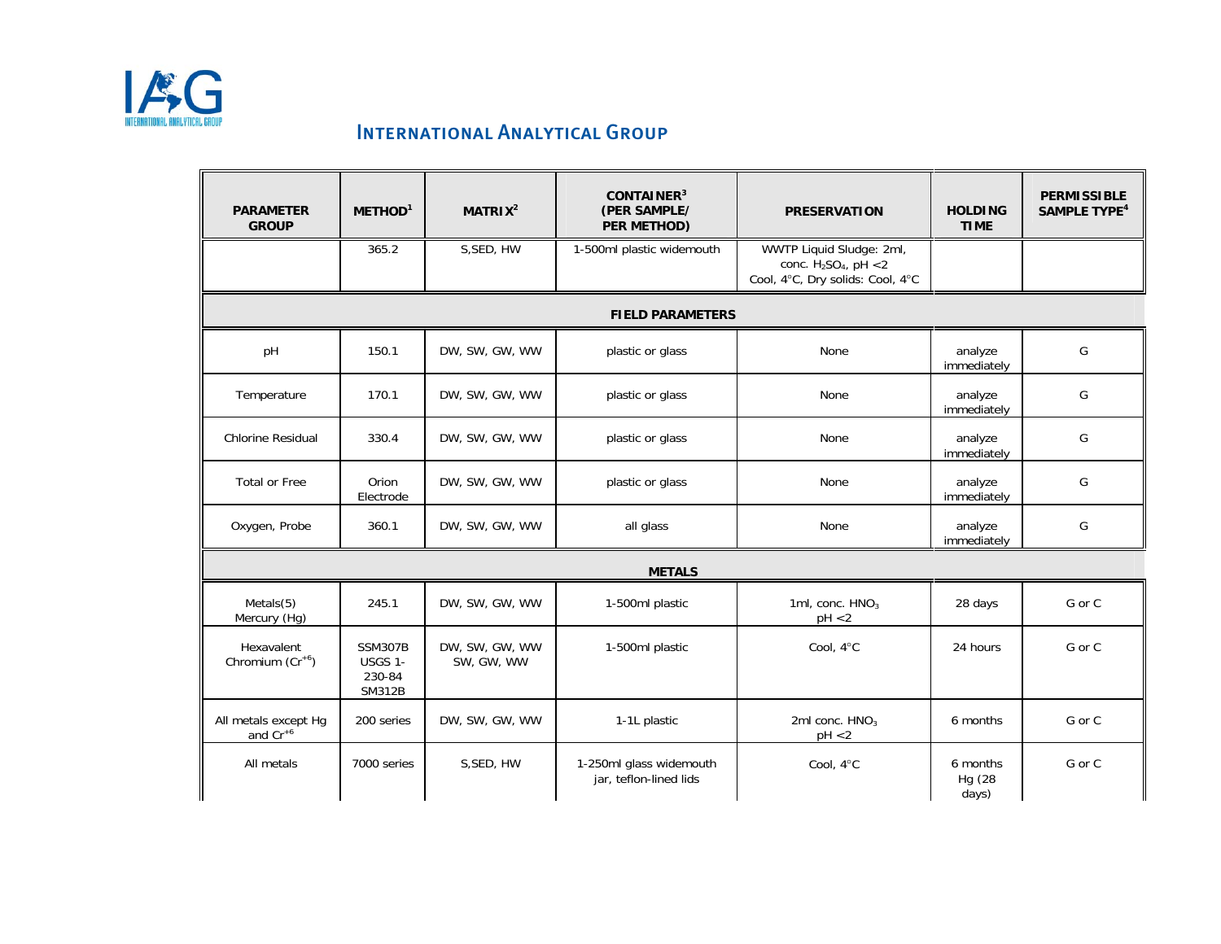# International Analytical Group

| PARAMETER GROUP | METHOD[1] | MATRIX[2] | CONTAINER[3] (PER SAMPLE/ PER METHOD) | PRESERVATION | HOLDING TIME | PERMISSIBLE SAMPLE TYPE[4] |
|---|---|---|---|---|---|---|
| | 365.2 | S,SED, HW | 1-500ml plastic widemouth | WWTP Liquid Sludge: 2ml, conc. $H_2SO_4$, pH <2 Cool, 4°C, Dry solids: Cool, 4°C | | |
| **FIELD PARAMETERS** | | | | | | |
| pH | 150.1 | DW, SW, GW, WW | plastic or glass | None | analyze immediately | G |
| Temperature | 170.1 | DW, SW, GW, WW | plastic or glass | None | analyze immediately | G |
| Chlorine Residual | 330.4 | DW, SW, GW, WW | plastic or glass | None | analyze immediately | G |
| Total or Free | Orion Electrode | DW, SW, GW, WW | plastic or glass | None | analyze immediately | G |
| Oxygen, Probe | 360.1 | DW, SW, GW, WW | all glass | None | analyze immediately | G |
| **METALS** | | | | | | |
| Metals(5) Mercury (Hg) | 245.1 | DW, SW, GW, WW | 1-500ml plastic | 1ml, conc. $HNO_3$ pH <2 | 28 days | G or C |
| Hexavalent Chromium ($Cr^{+6}$) | SSM307B USGS 1-230-84 SM312B | DW, SW, GW, WW SW, GW, WW | 1-500ml plastic | Cool, 4°C | 24 hours | G or C |
| All metals except Hg and $Cr^{+6}$ | 200 series | DW, SW, GW, WW | 1-1L plastic | 2ml conc. $HNO_3$ pH <2 | 6 months | G or C |
| All metals | 7000 series | S,SED, HW | 1-250ml glass widemouth jar, teflon-lined lids | Cool, 4°C | 6 months Hg (28 days) | G or C |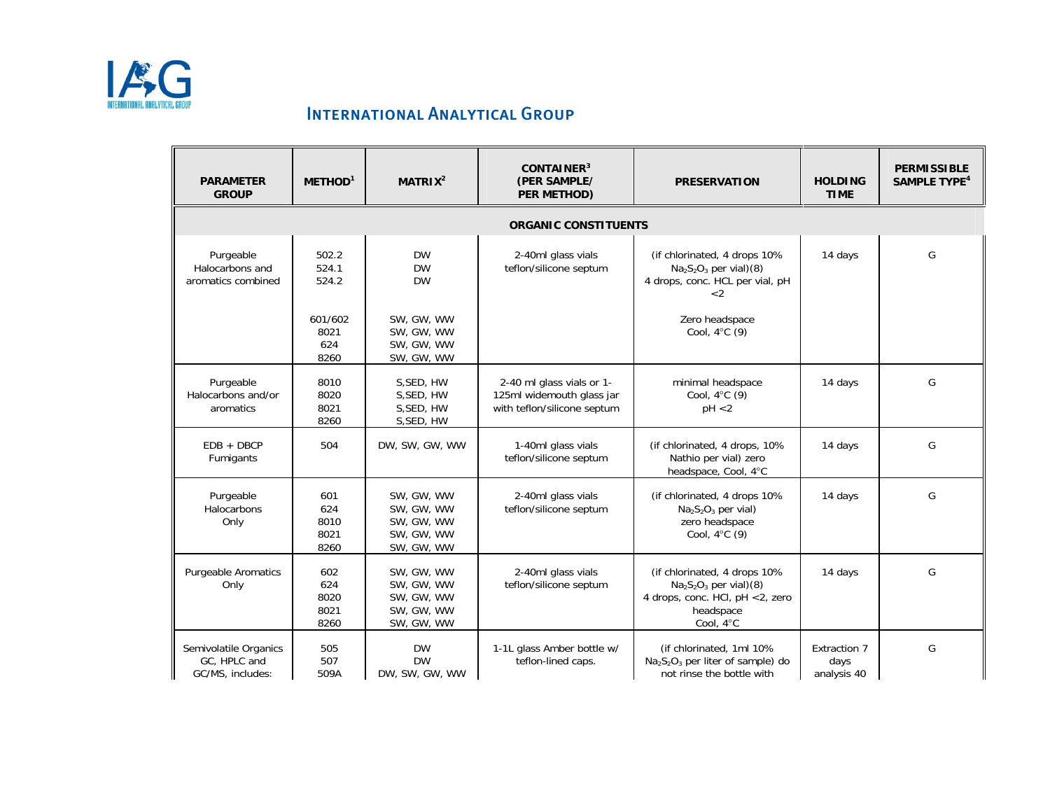# INTERNATIONAL ANALYTICAL GROUP

| PARAMETER GROUP | METHOD[1] | MATRIX[2] | CONTAINER[3] (PER SAMPLE/ PER METHOD) | PRESERVATION | HOLDING TIME | PERMISSIBLE SAMPLE TYPE[4] |
|---|---|---|---|---|---|---|
| **ORGANIC CONSTITUENTS** | | | | | | |
| Purgeable Halocarbons and aromatics combined | 502.2<br>524.1<br>524.2<br><br>601/602<br>8021<br>624<br>8260 | DW<br>DW<br>DW<br><br>SW, GW, WW<br>SW, GW, WW<br>SW, GW, WW<br>SW, GW, WW | 2-40ml glass vials teflon/silicone septum | (if chlorinated, 4 drops 10% $Na_2S_2O_3$ per vial)(8)<br>4 drops, conc. HCL per vial, pH <2<br><br>Zero headspace<br>Cool, 4°C (9) | 14 days | G |
| Purgeable Halocarbons and/or aromatics | 8010<br>8020<br>8021<br>8260 | S,SED, HW<br>S,SED, HW<br>S,SED, HW<br>S,SED, HW | 2-40 ml glass vials or 1-125ml widemouth glass jar with teflon/silicone septum | minimal headspace<br>Cool, 4°C (9)<br>pH <2 | 14 days | G |
| EDB + DBCP Fumigants | 504 | DW, SW, GW, WW | 1-40ml glass vials teflon/silicone septum | (if chlorinated, 4 drops, 10% Nathio per vial) zero headspace, Cool, 4°C | 14 days | G |
| Purgeable Halocarbons Only | 601<br>624<br>8010<br>8021<br>8260 | SW, GW, WW<br>SW, GW, WW<br>SW, GW, WW<br>SW, GW, WW<br>SW, GW, WW | 2-40ml glass vials teflon/silicone septum | (if chlorinated, 4 drops 10% $Na_2S_2O_3$ per vial)<br>zero headspace<br>Cool, 4°C (9) | 14 days | G |
| Purgeable Aromatics Only | 602<br>624<br>8020<br>8021<br>8260 | SW, GW, WW<br>SW, GW, WW<br>SW, GW, WW<br>SW, GW, WW<br>SW, GW, WW | 2-40ml glass vials teflon/silicone septum | (if chlorinated, 4 drops 10% $Na_2S_2O_3$ per vial)(8)<br>4 drops, conc. HCl, pH <2, zero headspace<br>Cool, 4°C | 14 days | G |
| Semivolatile Organics GC, HPLC and GC/MS, includes: | 505<br>507<br>509A | DW<br>DW<br>DW, SW, GW, WW | 1-1L glass Amber bottle w/ teflon-lined caps. | (if chlorinated, 1ml 10% $Na_2S_2O_3$ per liter of sample) do not rinse the bottle with | Extraction 7 days analysis 40 | G |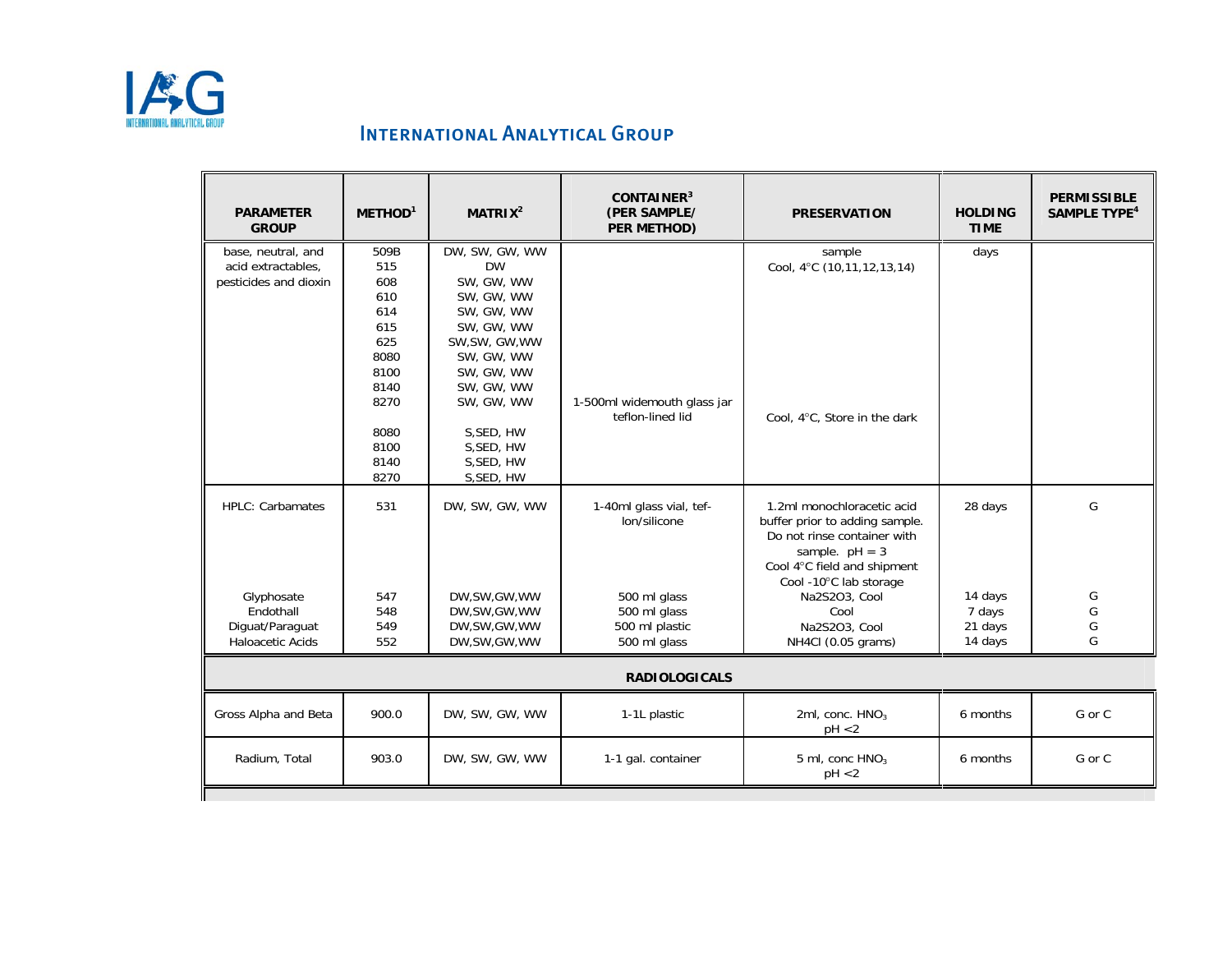# INTERNATIONAL ANALYTICAL GROUP

| PARAMETER GROUP | METHOD[1] | MATRIX[2] | CONTAINER[3] (PER SAMPLE/ PER METHOD) | PRESERVATION | HOLDING TIME | PERMISSIBLE SAMPLE TYPE[4] |
|---|---|---|---|---|---|---|
| base, neutral, and acid extractables, pesticides and dioxin | 509B<br>515<br>608<br>610<br>614<br>615<br>625<br>8080<br>8100<br>8140<br>8270<br><br>8080<br>8100<br>8140<br>8270 | DW, SW, GW, WW<br>DW<br>SW, GW, WW<br>SW, GW, WW<br>SW, GW, WW<br>SW, GW, WW<br>SW,SW, GW,WW<br>SW, GW, WW<br>SW, GW, WW<br>SW, GW, WW<br>SW, GW, WW<br><br>S,SED, HW<br>S,SED, HW<br>S,SED, HW<br>S,SED, HW | 1-500ml widemouth glass jar teflon-lined lid | sample<br>Cool, 4°C (10,11,12,13,14)<br><br>Cool, 4°C, Store in the dark | days | |
| HPLC: Carbamates | 531 | DW, SW, GW, WW | 1-40ml glass vial, teflon/silicone | 1.2ml monochloracetic acid buffer prior to adding sample. Do not rinse container with sample. pH = 3<br>Cool 4°C field and shipment<br>Cool -10°C lab storage | 28 days | G |
| Glyphosate | 547 | DW,SW,GW,WW | 500 ml glass | Na2S2O3, Cool | 14 days | G |
| Endothall | 548 | DW,SW,GW,WW | 500 ml glass | Cool | 7 days | G |
| Diguat/Paraguat | 549 | DW,SW,GW,WW | 500 ml plastic | Na2S2O3, Cool | 21 days | G |
| Haloacetic Acids | 552 | DW,SW,GW,WW | 500 ml glass | NH4Cl (0.05 grams) | 14 days | G |
| **RADIOLOGICALS** | | | | | | |
| Gross Alpha and Beta | 900.0 | DW, SW, GW, WW | 1-1L plastic | 2ml, conc. $HNO_3$<br>pH <2 | 6 months | G or C |
| Radium, Total | 903.0 | DW, SW, GW, WW | 1-1 gal. container | 5 ml, conc $HNO_3$<br>pH <2 | 6 months | G or C |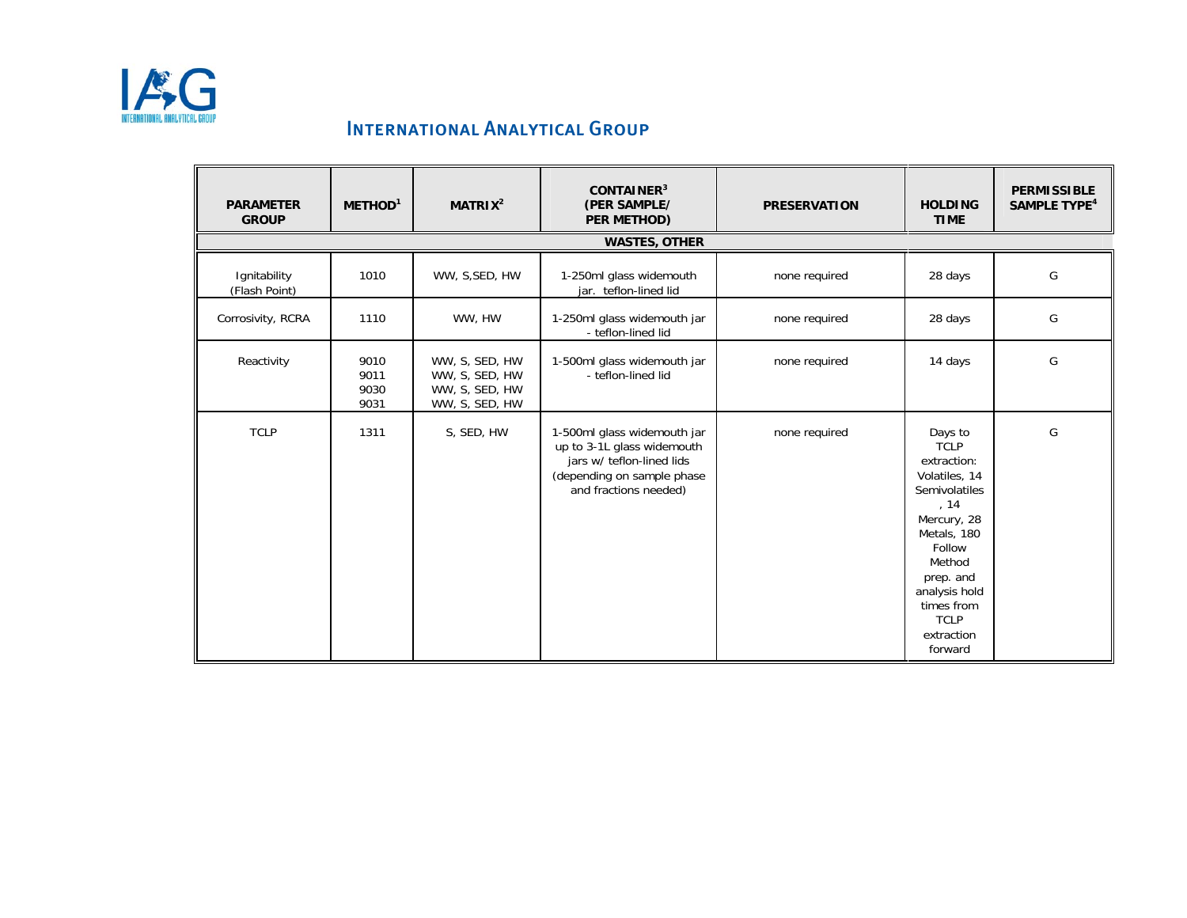# International Analytical Group

| PARAMETER GROUP | METHOD[1] | MATRIX[2] | CONTAINER[3] (PER SAMPLE/ PER METHOD) | PRESERVATION | HOLDING TIME | PERMISSIBLE SAMPLE TYPE[4] |
|---|---|---|---|---|---|---|
| **WASTES, OTHER** | | | | | | |
| Ignitability (Flash Point) | 1010 | WW, S,SED, HW | 1-250ml glass widemouth jar. teflon-lined lid | none required | 28 days | G |
| Corrosivity, RCRA | 1110 | WW, HW | 1-250ml glass widemouth jar - teflon-lined lid | none required | 28 days | G |
| Reactivity | 9010<br>9011<br>9030<br>9031 | WW, S, SED, HW<br>WW, S, SED, HW<br>WW, S, SED, HW<br>WW, S, SED, HW | 1-500ml glass widemouth jar - teflon-lined lid | none required | 14 days | G |
| TCLP | 1311 | S, SED, HW | 1-500ml glass widemouth jar up to 3-1L glass widemouth jars w/ teflon-lined lids (depending on sample phase and fractions needed) | none required | Days to TCLP extraction: Volatiles, 14 Semivolatiles, 14 Mercury, 28 Metals, 180 Follow Method prep. and analysis hold times from TCLP extraction forward | G |